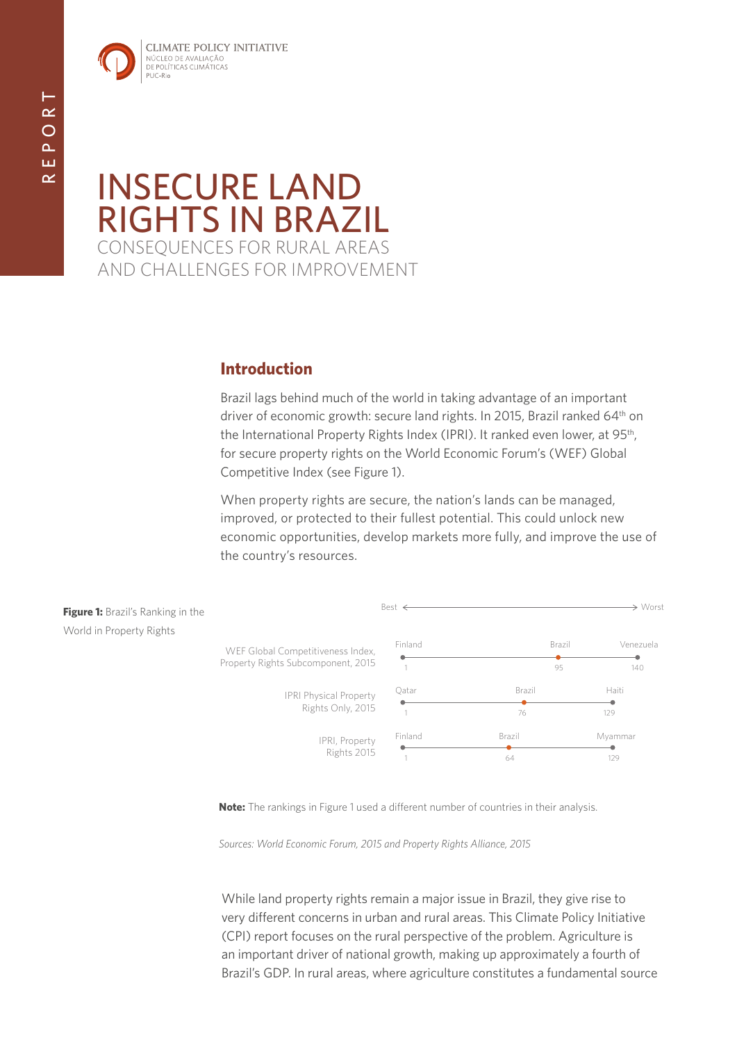CLIMATE POLICY INITIATIVE
NÚCLEO DE AVALIAÇÃO DE POLÍTICAS CLIMÁTICAS
PUC-Rio

REPORT

# INSECURE LAND RIGHTS IN BRAZIL

## CONSEQUENCES FOR RURAL AREAS AND CHALLENGES FOR IMPROVEMENT

## Introduction

Brazil lags behind much of the world in taking advantage of an important driver of economic growth: secure land rights. In 2015, Brazil ranked 64th on the International Property Rights Index (IPRI). It ranked even lower, at 95th, for secure property rights on the World Economic Forum's (WEF) Global Competitive Index (see Figure 1).

When property rights are secure, the nation's lands can be managed, improved, or protected to their fullest potential. This could unlock new economic opportunities, develop markets more fully, and improve the use of the country's resources.

**Figure 1:** Brazil's Ranking in the World in Property Rights

| (Best ← → Worst) | Best | Brazil | Worst |
|---|---|---|---|
| WEF Global Competitiveness Index, Property Rights Subcomponent, 2015 | Finland (1) | Brazil (95) | Venezuela (140) |
| IPRI Physical Property Rights Only, 2015 | Qatar (1) | Brazil (76) | Haiti (129) |
| IPRI, Property Rights 2015 | Finland (1) | Brazil (64) | Myammar (129) |

**Note:** The rankings in Figure 1 used a different number of countries in their analysis.

*Sources: World Economic Forum, 2015 and Property Rights Alliance, 2015*

While land property rights remain a major issue in Brazil, they give rise to very different concerns in urban and rural areas. This Climate Policy Initiative (CPI) report focuses on the rural perspective of the problem. Agriculture is an important driver of national growth, making up approximately a fourth of Brazil's GDP. In rural areas, where agriculture constitutes a fundamental source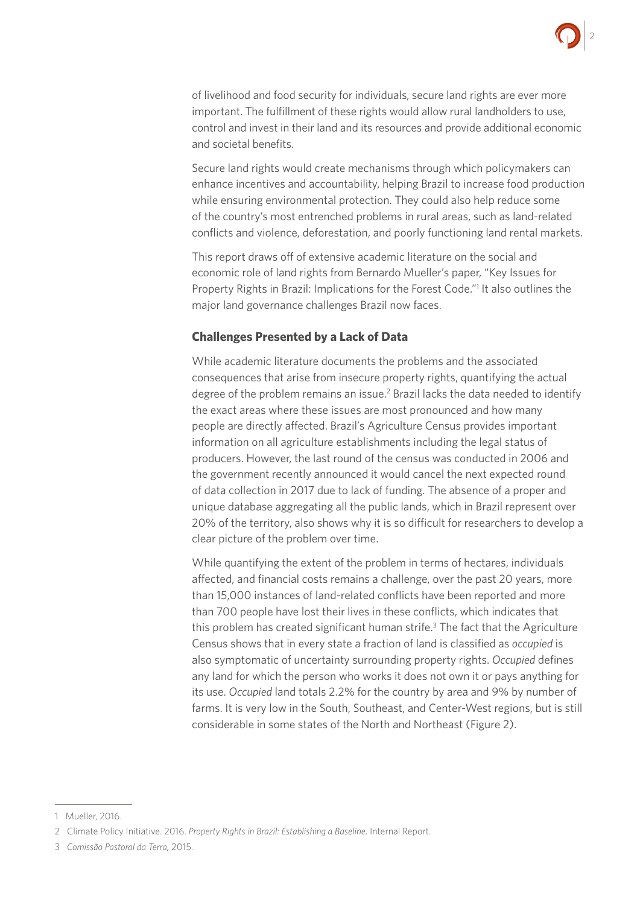of livelihood and food security for individuals, secure land rights are ever more important. The fulfillment of these rights would allow rural landholders to use, control and invest in their land and its resources and provide additional economic and societal benefits.

Secure land rights would create mechanisms through which policymakers can enhance incentives and accountability, helping Brazil to increase food production while ensuring environmental protection. They could also help reduce some of the country's most entrenched problems in rural areas, such as land-related conflicts and violence, deforestation, and poorly functioning land rental markets.

This report draws off of extensive academic literature on the social and economic role of land rights from Bernardo Mueller's paper, "Key Issues for Property Rights in Brazil: Implications for the Forest Code."[1] It also outlines the major land governance challenges Brazil now faces.

### Challenges Presented by a Lack of Data

While academic literature documents the problems and the associated consequences that arise from insecure property rights, quantifying the actual degree of the problem remains an issue.[2] Brazil lacks the data needed to identify the exact areas where these issues are most pronounced and how many people are directly affected. Brazil's Agriculture Census provides important information on all agriculture establishments including the legal status of producers. However, the last round of the census was conducted in 2006 and the government recently announced it would cancel the next expected round of data collection in 2017 due to lack of funding. The absence of a proper and unique database aggregating all the public lands, which in Brazil represent over 20% of the territory, also shows why it is so difficult for researchers to develop a clear picture of the problem over time.

While quantifying the extent of the problem in terms of hectares, individuals affected, and financial costs remains a challenge, over the past 20 years, more than 15,000 instances of land-related conflicts have been reported and more than 700 people have lost their lives in these conflicts, which indicates that this problem has created significant human strife.[3] The fact that the Agriculture Census shows that in every state a fraction of land is classified as *occupied* is also symptomatic of uncertainty surrounding property rights. *Occupied* defines any land for which the person who works it does not own it or pays anything for its use. *Occupied* land totals 2.2% for the country by area and 9% by number of farms. It is very low in the South, Southeast, and Center-West regions, but is still considerable in some states of the North and Northeast (Figure 2).

---

1 Mueller, 2016.

2 Climate Policy Initiative. 2016. *Property Rights in Brazil: Establishing a Baseline.* Internal Report.

3 *Comissão Pastoral da Terra,* 2015.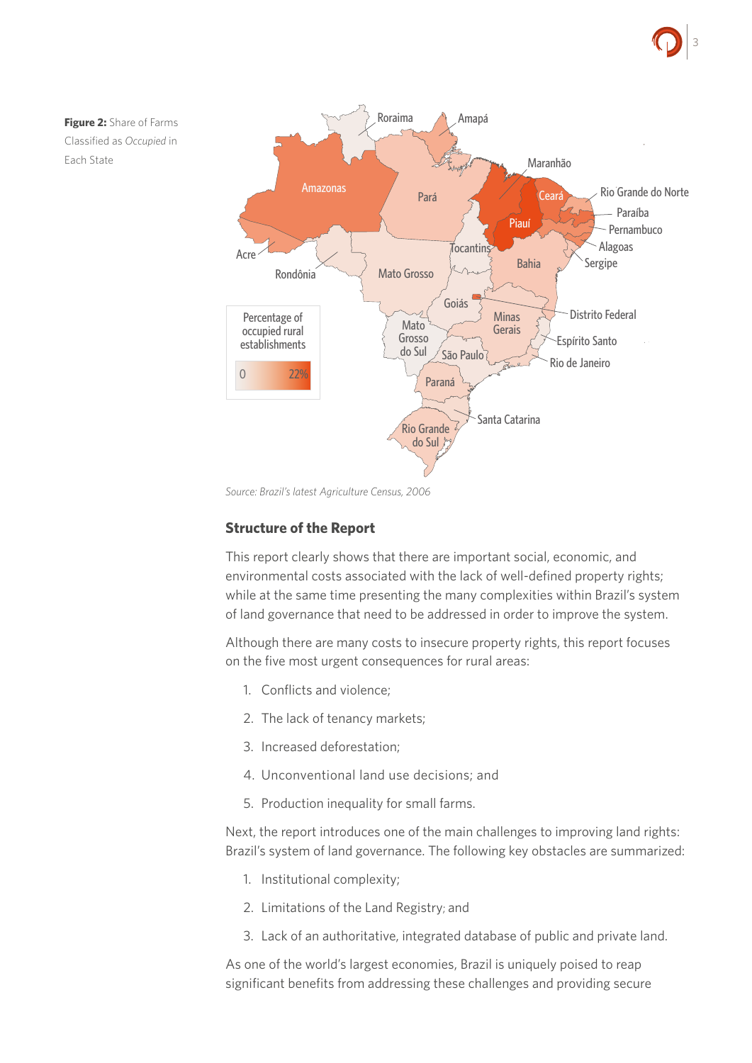**Figure 2:** Share of Farms Classified as *Occupied* in Each State

*Source: Brazil's latest Agriculture Census, 2006*

## Structure of the Report

This report clearly shows that there are important social, economic, and environmental costs associated with the lack of well-defined property rights; while at the same time presenting the many complexities within Brazil's system of land governance that need to be addressed in order to improve the system.

Although there are many costs to insecure property rights, this report focuses on the five most urgent consequences for rural areas:

1. Conflicts and violence;
2. The lack of tenancy markets;
3. Increased deforestation;
4. Unconventional land use decisions; and
5. Production inequality for small farms.

Next, the report introduces one of the main challenges to improving land rights: Brazil's system of land governance. The following key obstacles are summarized:

1. Institutional complexity;
2. Limitations of the Land Registry; and
3. Lack of an authoritative, integrated database of public and private land.

As one of the world's largest economies, Brazil is uniquely poised to reap significant benefits from addressing these challenges and providing secure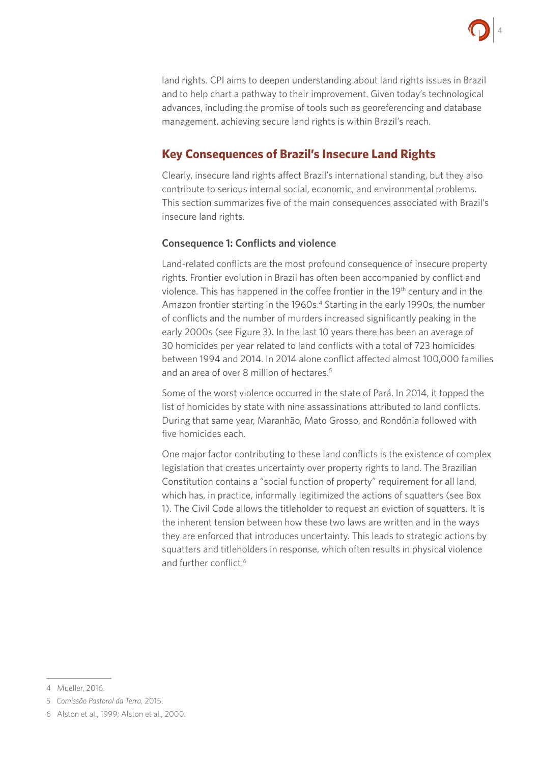land rights. CPI aims to deepen understanding about land rights issues in Brazil and to help chart a pathway to their improvement. Given today's technological advances, including the promise of tools such as georeferencing and database management, achieving secure land rights is within Brazil's reach.

## Key Consequences of Brazil's Insecure Land Rights

Clearly, insecure land rights affect Brazil's international standing, but they also contribute to serious internal social, economic, and environmental problems. This section summarizes five of the main consequences associated with Brazil's insecure land rights.

### Consequence 1: Conflicts and violence

Land-related conflicts are the most profound consequence of insecure property rights. Frontier evolution in Brazil has often been accompanied by conflict and violence. This has happened in the coffee frontier in the 19th century and in the Amazon frontier starting in the 1960s.[4] Starting in the early 1990s, the number of conflicts and the number of murders increased significantly peaking in the early 2000s (see Figure 3). In the last 10 years there has been an average of 30 homicides per year related to land conflicts with a total of 723 homicides between 1994 and 2014. In 2014 alone conflict affected almost 100,000 families and an area of over 8 million of hectares.[5]

Some of the worst violence occurred in the state of Pará. In 2014, it topped the list of homicides by state with nine assassinations attributed to land conflicts. During that same year, Maranhão, Mato Grosso, and Rondônia followed with five homicides each.

One major factor contributing to these land conflicts is the existence of complex legislation that creates uncertainty over property rights to land. The Brazilian Constitution contains a "social function of property" requirement for all land, which has, in practice, informally legitimized the actions of squatters (see Box 1). The Civil Code allows the titleholder to request an eviction of squatters. It is the inherent tension between how these two laws are written and in the ways they are enforced that introduces uncertainty. This leads to strategic actions by squatters and titleholders in response, which often results in physical violence and further conflict.[6]

---

4 Mueller, 2016.

5 *Comissão Pastoral da Terra*, 2015.

6 Alston et al., 1999; Alston et al., 2000.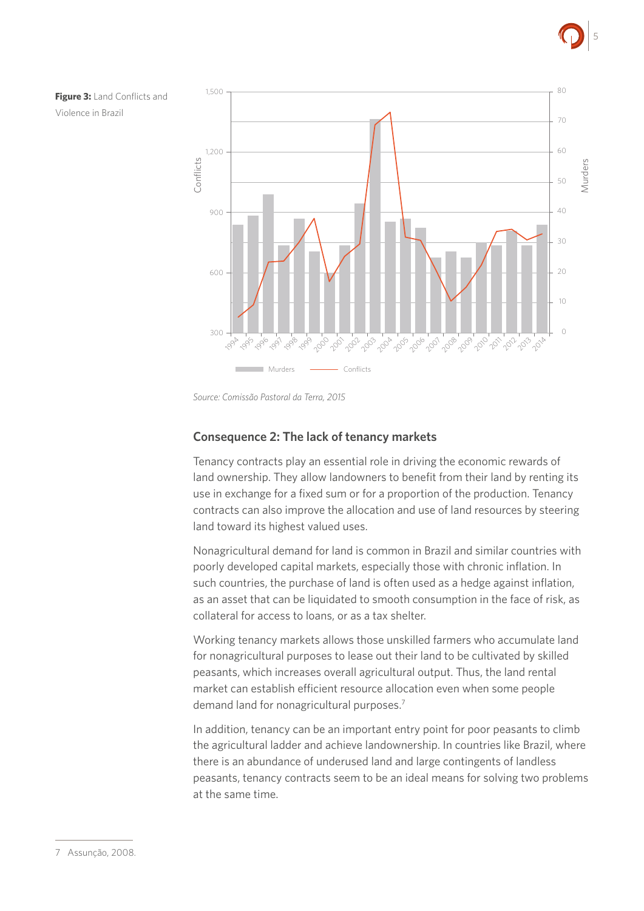**Figure 3:** Land Conflicts and Violence in Brazil

Source: Comissão Pastoral da Terra, 2015

### Consequence 2: The lack of tenancy markets

Tenancy contracts play an essential role in driving the economic rewards of land ownership. They allow landowners to benefit from their land by renting its use in exchange for a fixed sum or for a proportion of the production. Tenancy contracts can also improve the allocation and use of land resources by steering land toward its highest valued uses.

Nonagricultural demand for land is common in Brazil and similar countries with poorly developed capital markets, especially those with chronic inflation. In such countries, the purchase of land is often used as a hedge against inflation, as an asset that can be liquidated to smooth consumption in the face of risk, as collateral for access to loans, or as a tax shelter.

Working tenancy markets allows those unskilled farmers who accumulate land for nonagricultural purposes to lease out their land to be cultivated by skilled peasants, which increases overall agricultural output. Thus, the land rental market can establish efficient resource allocation even when some people demand land for nonagricultural purposes.[7]

In addition, tenancy can be an important entry point for poor peasants to climb the agricultural ladder and achieve landownership. In countries like Brazil, where there is an abundance of underused land and large contingents of landless peasants, tenancy contracts seem to be an ideal means for solving two problems at the same time.

---

7 Assunção, 2008.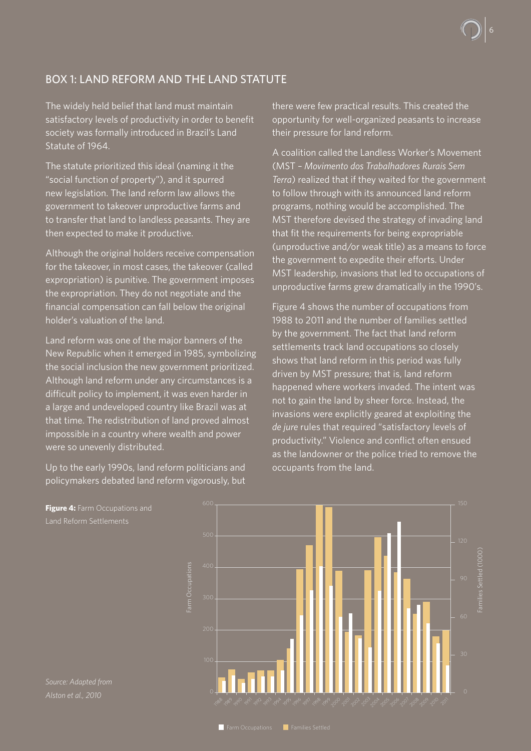## BOX 1: LAND REFORM AND THE LAND STATUTE

The widely held belief that land must maintain satisfactory levels of productivity in order to benefit society was formally introduced in Brazil's Land Statute of 1964.

The statute prioritized this ideal (naming it the "social function of property"), and it spurred new legislation. The land reform law allows the government to takeover unproductive farms and to transfer that land to landless peasants. They are then expected to make it productive.

Although the original holders receive compensation for the takeover, in most cases, the takeover (called expropriation) is punitive. The government imposes the expropriation. They do not negotiate and the financial compensation can fall below the original holder's valuation of the land.

Land reform was one of the major banners of the New Republic when it emerged in 1985, symbolizing the social inclusion the new government prioritized. Although land reform under any circumstances is a difficult policy to implement, it was even harder in a large and undeveloped country like Brazil was at that time. The redistribution of land proved almost impossible in a country where wealth and power were so unevenly distributed.

Up to the early 1990s, land reform politicians and policymakers debated land reform vigorously, but there were few practical results. This created the opportunity for well-organized peasants to increase their pressure for land reform.

A coalition called the Landless Worker's Movement (MST – *Movimento dos Trabalhadores Rurais Sem Terra*) realized that if they waited for the government to follow through with its announced land reform programs, nothing would be accomplished. The MST therefore devised the strategy of invading land that fit the requirements for being expropriable (unproductive and/or weak title) as a means to force the government to expedite their efforts. Under MST leadership, invasions that led to occupations of unproductive farms grew dramatically in the 1990's.

Figure 4 shows the number of occupations from 1988 to 2011 and the number of families settled by the government. The fact that land reform settlements track land occupations so closely shows that land reform in this period was fully driven by MST pressure; that is, land reform happened where workers invaded. The intent was not to gain the land by sheer force. Instead, the invasions were explicitly geared at exploiting the *de jure* rules that required "satisfactory levels of productivity." Violence and conflict often ensued as the landowner or the police tried to remove the occupants from the land.

**Figure 4:** Farm Occupations and Land Reform Settlements

*Source: Adapted from Alston et al., 2010*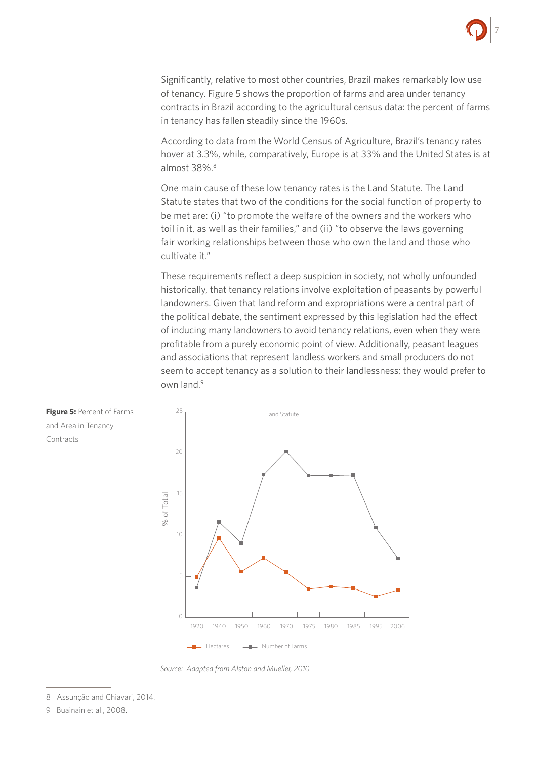Significantly, relative to most other countries, Brazil makes remarkably low use of tenancy. Figure 5 shows the proportion of farms and area under tenancy contracts in Brazil according to the agricultural census data: the percent of farms in tenancy has fallen steadily since the 1960s.

According to data from the World Census of Agriculture, Brazil's tenancy rates hover at 3.3%, while, comparatively, Europe is at 33% and the United States is at almost 38%.[8]

One main cause of these low tenancy rates is the Land Statute. The Land Statute states that two of the conditions for the social function of property to be met are: (i) "to promote the welfare of the owners and the workers who toil in it, as well as their families," and (ii) "to observe the laws governing fair working relationships between those who own the land and those who cultivate it."

These requirements reflect a deep suspicion in society, not wholly unfounded historically, that tenancy relations involve exploitation of peasants by powerful landowners. Given that land reform and expropriations were a central part of the political debate, the sentiment expressed by this legislation had the effect of inducing many landowners to avoid tenancy relations, even when they were profitable from a purely economic point of view. Additionally, peasant leagues and associations that represent landless workers and small producers do not seem to accept tenancy as a solution to their landlessness; they would prefer to own land.[9]

**Figure 5:** Percent of Farms and Area in Tenancy Contracts

*Source: Adapted from Alston and Mueller, 2010*

8 Assunção and Chiavari, 2014.

9 Buainain et al., 2008.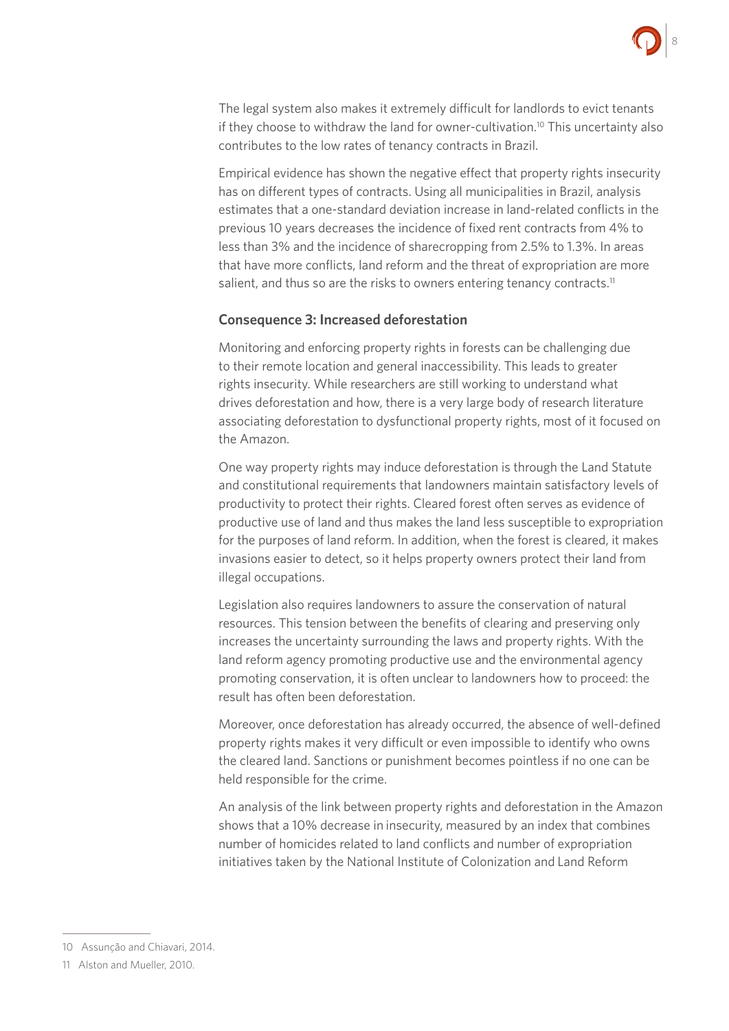The legal system also makes it extremely difficult for landlords to evict tenants if they choose to withdraw the land for owner-cultivation.[10] This uncertainty also contributes to the low rates of tenancy contracts in Brazil.

Empirical evidence has shown the negative effect that property rights insecurity has on different types of contracts. Using all municipalities in Brazil, analysis estimates that a one-standard deviation increase in land-related conflicts in the previous 10 years decreases the incidence of fixed rent contracts from 4% to less than 3% and the incidence of sharecropping from 2.5% to 1.3%. In areas that have more conflicts, land reform and the threat of expropriation are more salient, and thus so are the risks to owners entering tenancy contracts.[11]

### Consequence 3: Increased deforestation

Monitoring and enforcing property rights in forests can be challenging due to their remote location and general inaccessibility. This leads to greater rights insecurity. While researchers are still working to understand what drives deforestation and how, there is a very large body of research literature associating deforestation to dysfunctional property rights, most of it focused on the Amazon.

One way property rights may induce deforestation is through the Land Statute and constitutional requirements that landowners maintain satisfactory levels of productivity to protect their rights. Cleared forest often serves as evidence of productive use of land and thus makes the land less susceptible to expropriation for the purposes of land reform. In addition, when the forest is cleared, it makes invasions easier to detect, so it helps property owners protect their land from illegal occupations.

Legislation also requires landowners to assure the conservation of natural resources. This tension between the benefits of clearing and preserving only increases the uncertainty surrounding the laws and property rights. With the land reform agency promoting productive use and the environmental agency promoting conservation, it is often unclear to landowners how to proceed: the result has often been deforestation.

Moreover, once deforestation has already occurred, the absence of well-defined property rights makes it very difficult or even impossible to identify who owns the cleared land. Sanctions or punishment becomes pointless if no one can be held responsible for the crime.

An analysis of the link between property rights and deforestation in the Amazon shows that a 10% decrease in insecurity, measured by an index that combines number of homicides related to land conflicts and number of expropriation initiatives taken by the National Institute of Colonization and Land Reform

---

10 Assunção and Chiavari, 2014.

11 Alston and Mueller, 2010.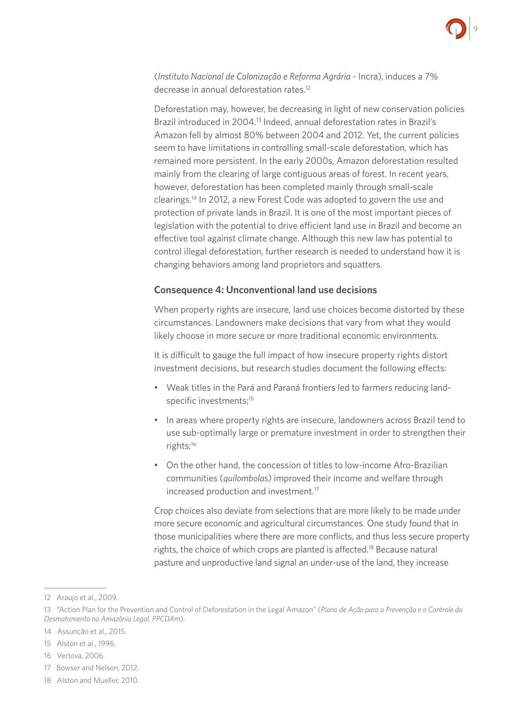(*Instituto Nacional de Colonização e Reforma Agrária* - Incra), induces a 7% decrease in annual deforestation rates.[12]

Deforestation may, however, be decreasing in light of new conservation policies Brazil introduced in 2004.[13] Indeed, annual deforestation rates in Brazil's Amazon fell by almost 80% between 2004 and 2012. Yet, the current policies seem to have limitations in controlling small-scale deforestation, which has remained more persistent. In the early 2000s, Amazon deforestation resulted mainly from the clearing of large contiguous areas of forest. In recent years, however, deforestation has been completed mainly through small-scale clearings.[14] In 2012, a new Forest Code was adopted to govern the use and protection of private lands in Brazil. It is one of the most important pieces of legislation with the potential to drive efficient land use in Brazil and become an effective tool against climate change. Although this new law has potential to control illegal deforestation, further research is needed to understand how it is changing behaviors among land proprietors and squatters.

### Consequence 4: Unconventional land use decisions

When property rights are insecure, land use choices become distorted by these circumstances. Landowners make decisions that vary from what they would likely choose in more secure or more traditional economic environments.

It is difficult to gauge the full impact of how insecure property rights distort investment decisions, but research studies document the following effects:

- Weak titles in the Pará and Paraná frontiers led to farmers reducing land-specific investments;[15]
- In areas where property rights are insecure, landowners across Brazil tend to use sub-optimally large or premature investment in order to strengthen their rights;[16]
- On the other hand, the concession of titles to low-income Afro-Brazilian communities (*quilombolas)* improved their income and welfare through increased production and investment.[17]

Crop choices also deviate from selections that are more likely to be made under more secure economic and agricultural circumstances. One study found that in those municipalities where there are more conflicts, and thus less secure property rights, the choice of which crops are planted is affected.[18] Because natural pasture and unproductive land signal an under-use of the land, they increase

---

12 Araujo et al., 2009.

13 "Action Plan for the Prevention and Control of Deforestation in the Legal Amazon" (*Plano de Ação para a Prevenção e o Controle do Desmatamento na Amazônia Legal, PPCDAm*).

14 Assunção et al., 2015.

15 Alston et al., 1996.

16 Vertova, 2006.

17 Bowser and Nelson, 2012.

18 Alston and Mueller, 2010.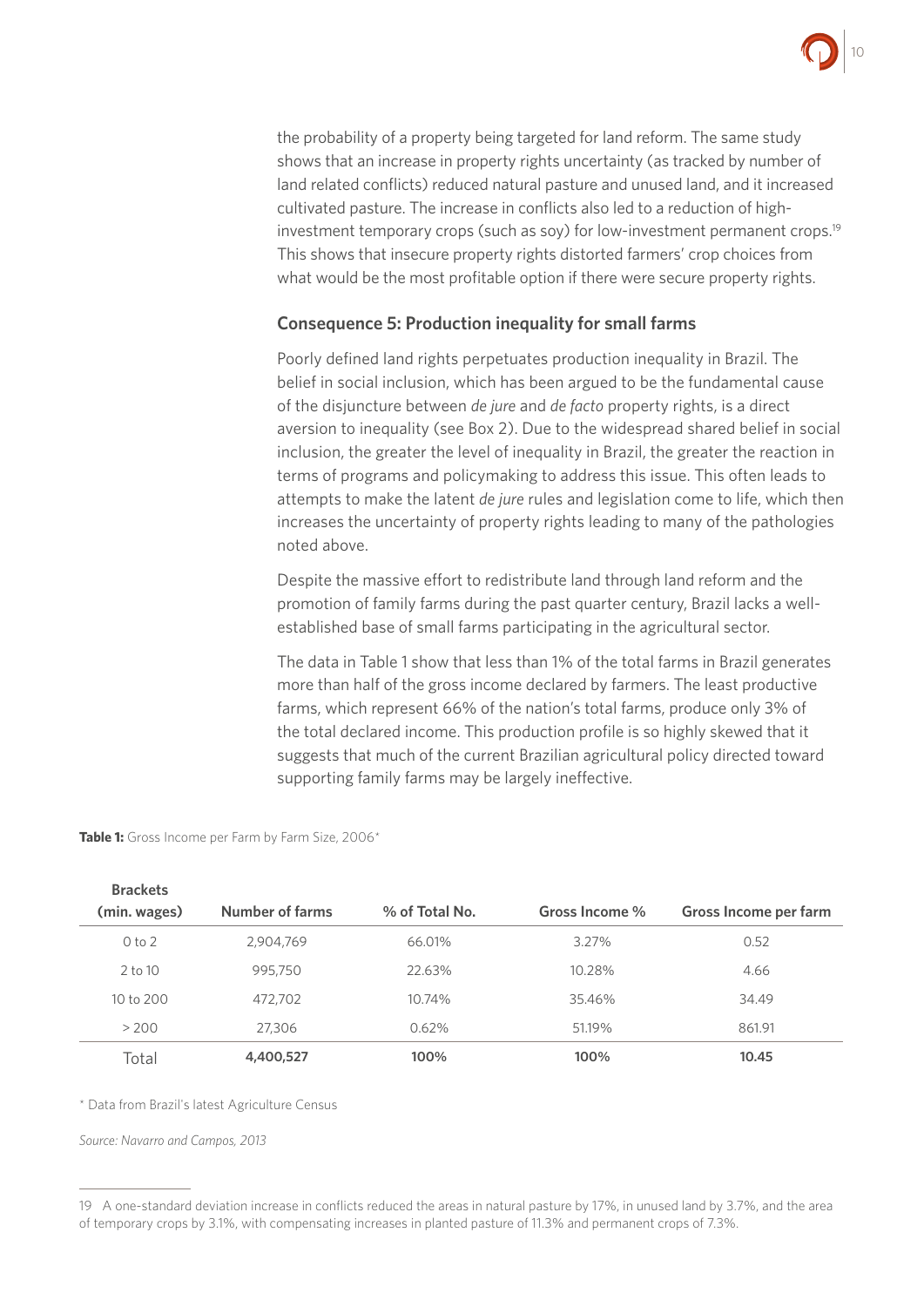the probability of a property being targeted for land reform. The same study shows that an increase in property rights uncertainty (as tracked by number of land related conflicts) reduced natural pasture and unused land, and it increased cultivated pasture. The increase in conflicts also led to a reduction of high-investment temporary crops (such as soy) for low-investment permanent crops.[19] This shows that insecure property rights distorted farmers' crop choices from what would be the most profitable option if there were secure property rights.

### Consequence 5: Production inequality for small farms

Poorly defined land rights perpetuates production inequality in Brazil. The belief in social inclusion, which has been argued to be the fundamental cause of the disjuncture between *de jure* and *de facto* property rights, is a direct aversion to inequality (see Box 2). Due to the widespread shared belief in social inclusion, the greater the level of inequality in Brazil, the greater the reaction in terms of programs and policymaking to address this issue. This often leads to attempts to make the latent *de jure* rules and legislation come to life, which then increases the uncertainty of property rights leading to many of the pathologies noted above.

Despite the massive effort to redistribute land through land reform and the promotion of family farms during the past quarter century, Brazil lacks a well-established base of small farms participating in the agricultural sector.

The data in Table 1 show that less than 1% of the total farms in Brazil generates more than half of the gross income declared by farmers. The least productive farms, which represent 66% of the nation's total farms, produce only 3% of the total declared income. This production profile is so highly skewed that it suggests that much of the current Brazilian agricultural policy directed toward supporting family farms may be largely ineffective.

**Table 1:** Gross Income per Farm by Farm Size, 2006*

| Brackets (min. wages) | Number of farms | % of Total No. | Gross Income % | Gross Income per farm |
|---|---|---|---|---|
| 0 to 2 | 2,904,769 | 66.01% | 3.27% | 0.52 |
| 2 to 10 | 995,750 | 22.63% | 10.28% | 4.66 |
| 10 to 200 | 472,702 | 10.74% | 35.46% | 34.49 |
| > 200 | 27,306 | 0.62% | 51.19% | 861.91 |
| Total | **4,400,527** | **100%** | **100%** | **10.45** |

* Data from Brazil's latest Agriculture Census

*Source: Navarro and Campos, 2013*

---

19 A one-standard deviation increase in conflicts reduced the areas in natural pasture by 17%, in unused land by 3.7%, and the area of temporary crops by 3.1%, with compensating increases in planted pasture of 11.3% and permanent crops of 7.3%.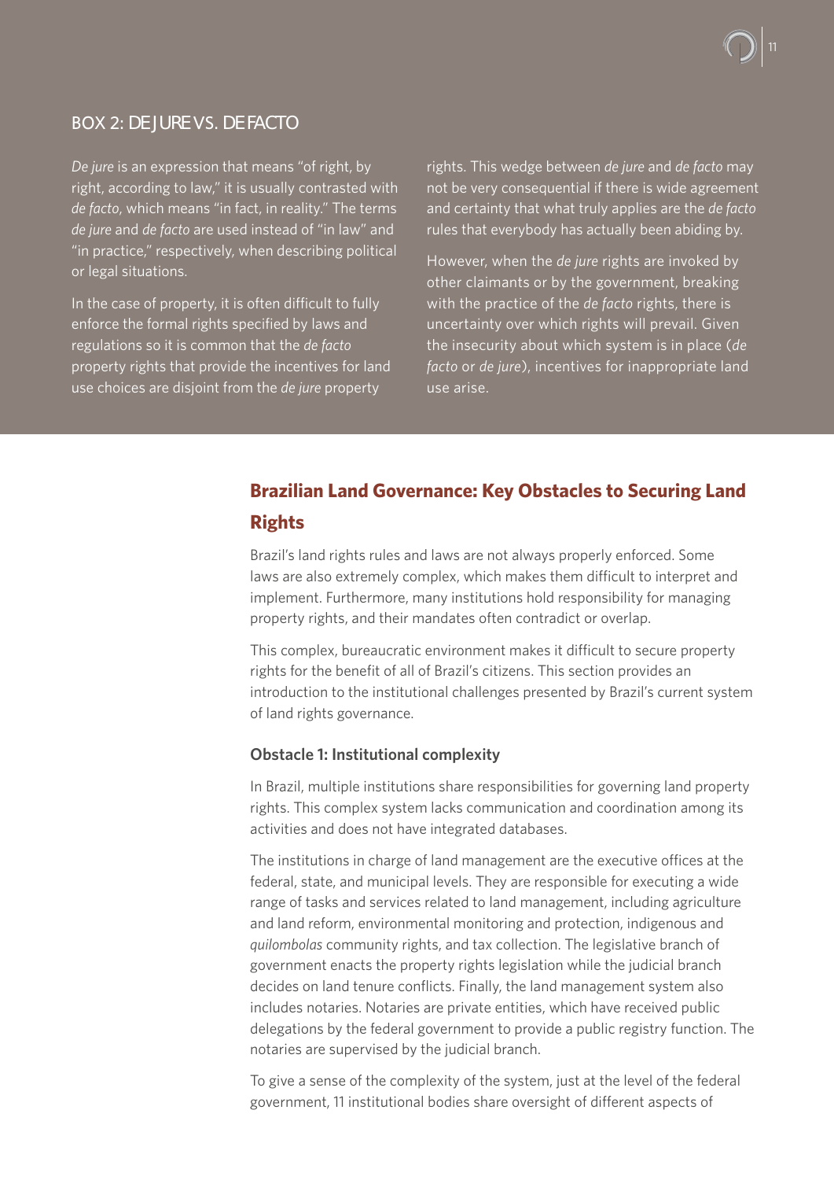## BOX 2: DE JURE VS. DE FACTO

*De jure* is an expression that means "of right, by right, according to law," it is usually contrasted with *de facto*, which means "in fact, in reality." The terms *de jure* and *de facto* are used instead of "in law" and "in practice," respectively, when describing political or legal situations.

In the case of property, it is often difficult to fully enforce the formal rights specified by laws and regulations so it is common that the *de facto* property rights that provide the incentives for land use choices are disjoint from the *de jure* property rights. This wedge between *de jure* and *de facto* may not be very consequential if there is wide agreement and certainty that what truly applies are the *de facto* rules that everybody has actually been abiding by.

However, when the *de jure* rights are invoked by other claimants or by the government, breaking with the practice of the *de facto* rights, there is uncertainty over which rights will prevail. Given the insecurity about which system is in place (*de facto* or *de jure*), incentives for inappropriate land use arise.

## Brazilian Land Governance: Key Obstacles to Securing Land Rights

Brazil's land rights rules and laws are not always properly enforced. Some laws are also extremely complex, which makes them difficult to interpret and implement. Furthermore, many institutions hold responsibility for managing property rights, and their mandates often contradict or overlap.

This complex, bureaucratic environment makes it difficult to secure property rights for the benefit of all of Brazil's citizens. This section provides an introduction to the institutional challenges presented by Brazil's current system of land rights governance.

### Obstacle 1: Institutional complexity

In Brazil, multiple institutions share responsibilities for governing land property rights. This complex system lacks communication and coordination among its activities and does not have integrated databases.

The institutions in charge of land management are the executive offices at the federal, state, and municipal levels. They are responsible for executing a wide range of tasks and services related to land management, including agriculture and land reform, environmental monitoring and protection, indigenous and *quilombolas* community rights, and tax collection. The legislative branch of government enacts the property rights legislation while the judicial branch decides on land tenure conflicts. Finally, the land management system also includes notaries. Notaries are private entities, which have received public delegations by the federal government to provide a public registry function. The notaries are supervised by the judicial branch.

To give a sense of the complexity of the system, just at the level of the federal government, 11 institutional bodies share oversight of different aspects of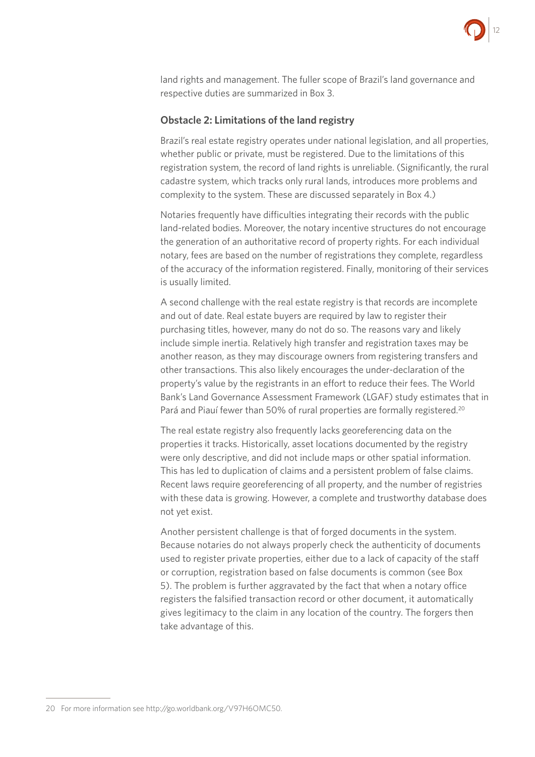land rights and management. The fuller scope of Brazil's land governance and respective duties are summarized in Box 3.

### Obstacle 2: Limitations of the land registry

Brazil's real estate registry operates under national legislation, and all properties, whether public or private, must be registered. Due to the limitations of this registration system, the record of land rights is unreliable. (Significantly, the rural cadastre system, which tracks only rural lands, introduces more problems and complexity to the system. These are discussed separately in Box 4.)

Notaries frequently have difficulties integrating their records with the public land-related bodies. Moreover, the notary incentive structures do not encourage the generation of an authoritative record of property rights. For each individual notary, fees are based on the number of registrations they complete, regardless of the accuracy of the information registered. Finally, monitoring of their services is usually limited.

A second challenge with the real estate registry is that records are incomplete and out of date. Real estate buyers are required by law to register their purchasing titles, however, many do not do so. The reasons vary and likely include simple inertia. Relatively high transfer and registration taxes may be another reason, as they may discourage owners from registering transfers and other transactions. This also likely encourages the under-declaration of the property's value by the registrants in an effort to reduce their fees. The World Bank's Land Governance Assessment Framework (LGAF) study estimates that in Pará and Piauí fewer than 50% of rural properties are formally registered.[20]

The real estate registry also frequently lacks georeferencing data on the properties it tracks. Historically, asset locations documented by the registry were only descriptive, and did not include maps or other spatial information. This has led to duplication of claims and a persistent problem of false claims. Recent laws require georeferencing of all property, and the number of registries with these data is growing. However, a complete and trustworthy database does not yet exist.

Another persistent challenge is that of forged documents in the system. Because notaries do not always properly check the authenticity of documents used to register private properties, either due to a lack of capacity of the staff or corruption, registration based on false documents is common (see Box 5). The problem is further aggravated by the fact that when a notary office registers the falsified transaction record or other document, it automatically gives legitimacy to the claim in any location of the country. The forgers then take advantage of this.

---

20 For more information see http://go.worldbank.org/V97H6OMC50.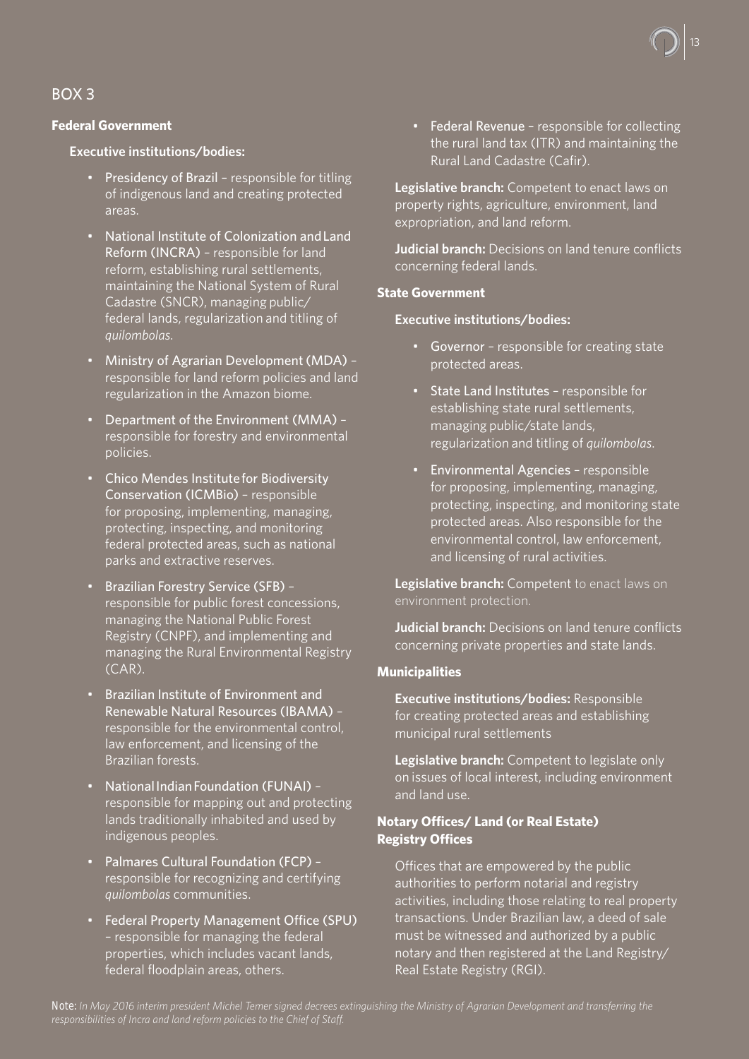## BOX 3

### Federal Government

**Executive institutions/bodies:**

- Presidency of Brazil – responsible for titling of indigenous land and creating protected areas.
- National Institute of Colonization and Land Reform (INCRA) – responsible for land reform, establishing rural settlements, maintaining the National System of Rural Cadastre (SNCR), managing public/federal lands, regularization and titling of *quilombolas*.
- Ministry of Agrarian Development (MDA) – responsible for land reform policies and land regularization in the Amazon biome.
- Department of the Environment (MMA) – responsible for forestry and environmental policies.
- Chico Mendes Institute for Biodiversity Conservation (ICMBio) – responsible for proposing, implementing, managing, protecting, inspecting, and monitoring federal protected areas, such as national parks and extractive reserves.
- Brazilian Forestry Service (SFB) – responsible for public forest concessions, managing the National Public Forest Registry (CNPF), and implementing and managing the Rural Environmental Registry (CAR).
- Brazilian Institute of Environment and Renewable Natural Resources (IBAMA) – responsible for the environmental control, law enforcement, and licensing of the Brazilian forests.
- National Indian Foundation (FUNAI) – responsible for mapping out and protecting lands traditionally inhabited and used by indigenous peoples.
- Palmares Cultural Foundation (FCP) – responsible for recognizing and certifying *quilombolas* communities.
- Federal Property Management Office (SPU) – responsible for managing the federal properties, which includes vacant lands, federal floodplain areas, others.
- Federal Revenue – responsible for collecting the rural land tax (ITR) and maintaining the Rural Land Cadastre (Cafir).

**Legislative branch:** Competent to enact laws on property rights, agriculture, environment, land expropriation, and land reform.

**Judicial branch:** Decisions on land tenure conflicts concerning federal lands.

### State Government

**Executive institutions/bodies:**

- Governor – responsible for creating state protected areas.
- State Land Institutes – responsible for establishing state rural settlements, managing public/state lands, regularization and titling of *quilombolas*.
- Environmental Agencies – responsible for proposing, implementing, managing, protecting, inspecting, and monitoring state protected areas. Also responsible for the environmental control, law enforcement, and licensing of rural activities.

**Legislative branch:** Competent to enact laws on environment protection.

**Judicial branch:** Decisions on land tenure conflicts concerning private properties and state lands.

### Municipalities

**Executive institutions/bodies:** Responsible for creating protected areas and establishing municipal rural settlements

**Legislative branch:** Competent to legislate only on issues of local interest, including environment and land use.

### Notary Offices/ Land (or Real Estate) Registry Offices

Offices that are empowered by the public authorities to perform notarial and registry activities, including those relating to real property transactions. Under Brazilian law, a deed of sale must be witnessed and authorized by a public notary and then registered at the Land Registry/ Real Estate Registry (RGI).

Note: *In May 2016 interim president Michel Temer signed decrees extinguishing the Ministry of Agrarian Development and transferring the responsibilities of Incra and land reform policies to the Chief of Staff.*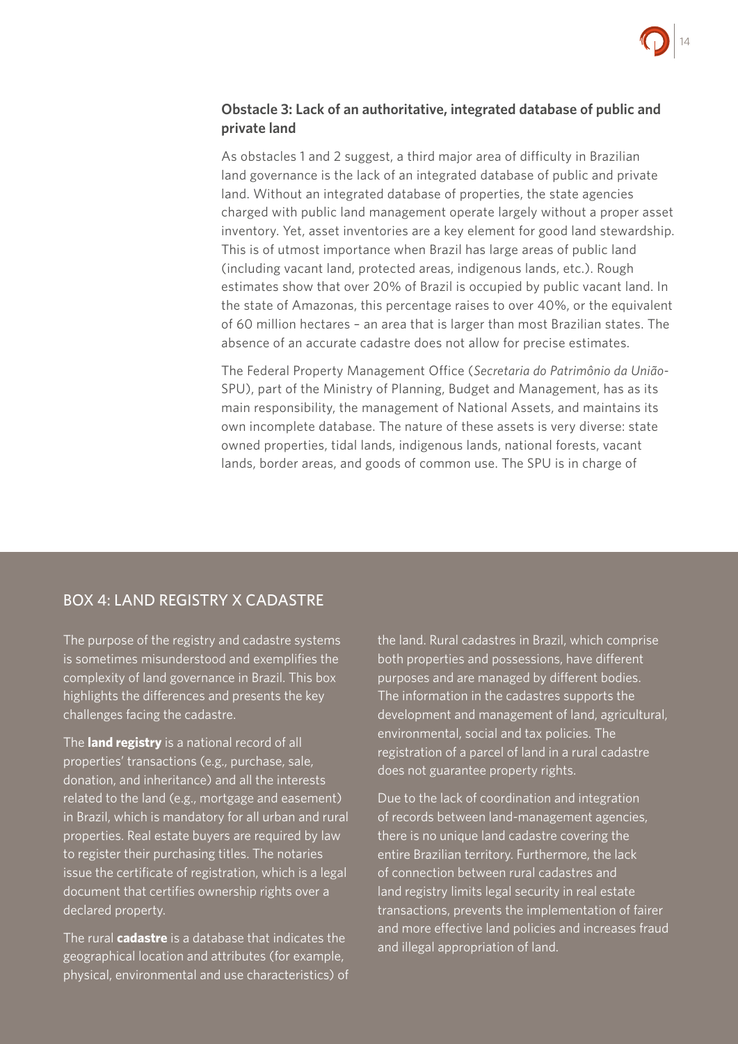### Obstacle 3: Lack of an authoritative, integrated database of public and private land

As obstacles 1 and 2 suggest, a third major area of difficulty in Brazilian land governance is the lack of an integrated database of public and private land. Without an integrated database of properties, the state agencies charged with public land management operate largely without a proper asset inventory. Yet, asset inventories are a key element for good land stewardship. This is of utmost importance when Brazil has large areas of public land (including vacant land, protected areas, indigenous lands, etc.). Rough estimates show that over 20% of Brazil is occupied by public vacant land. In the state of Amazonas, this percentage raises to over 40%, or the equivalent of 60 million hectares – an area that is larger than most Brazilian states. The absence of an accurate cadastre does not allow for precise estimates.

The Federal Property Management Office (*Secretaria do Patrimônio da União*-SPU), part of the Ministry of Planning, Budget and Management, has as its main responsibility, the management of National Assets, and maintains its own incomplete database. The nature of these assets is very diverse: state owned properties, tidal lands, indigenous lands, national forests, vacant lands, border areas, and goods of common use. The SPU is in charge of

## BOX 4: LAND REGISTRY X CADASTRE

The purpose of the registry and cadastre systems is sometimes misunderstood and exemplifies the complexity of land governance in Brazil. This box highlights the differences and presents the key challenges facing the cadastre.

The **land registry** is a national record of all properties' transactions (e.g., purchase, sale, donation, and inheritance) and all the interests related to the land (e.g., mortgage and easement) in Brazil, which is mandatory for all urban and rural properties. Real estate buyers are required by law to register their purchasing titles. The notaries issue the certificate of registration, which is a legal document that certifies ownership rights over a declared property.

The rural **cadastre** is a database that indicates the geographical location and attributes (for example, physical, environmental and use characteristics) of the land. Rural cadastres in Brazil, which comprise both properties and possessions, have different purposes and are managed by different bodies. The information in the cadastres supports the development and management of land, agricultural, environmental, social and tax policies. The registration of a parcel of land in a rural cadastre does not guarantee property rights.

Due to the lack of coordination and integration of records between land-management agencies, there is no unique land cadastre covering the entire Brazilian territory. Furthermore, the lack of connection between rural cadastres and land registry limits legal security in real estate transactions, prevents the implementation of fairer and more effective land policies and increases fraud and illegal appropriation of land.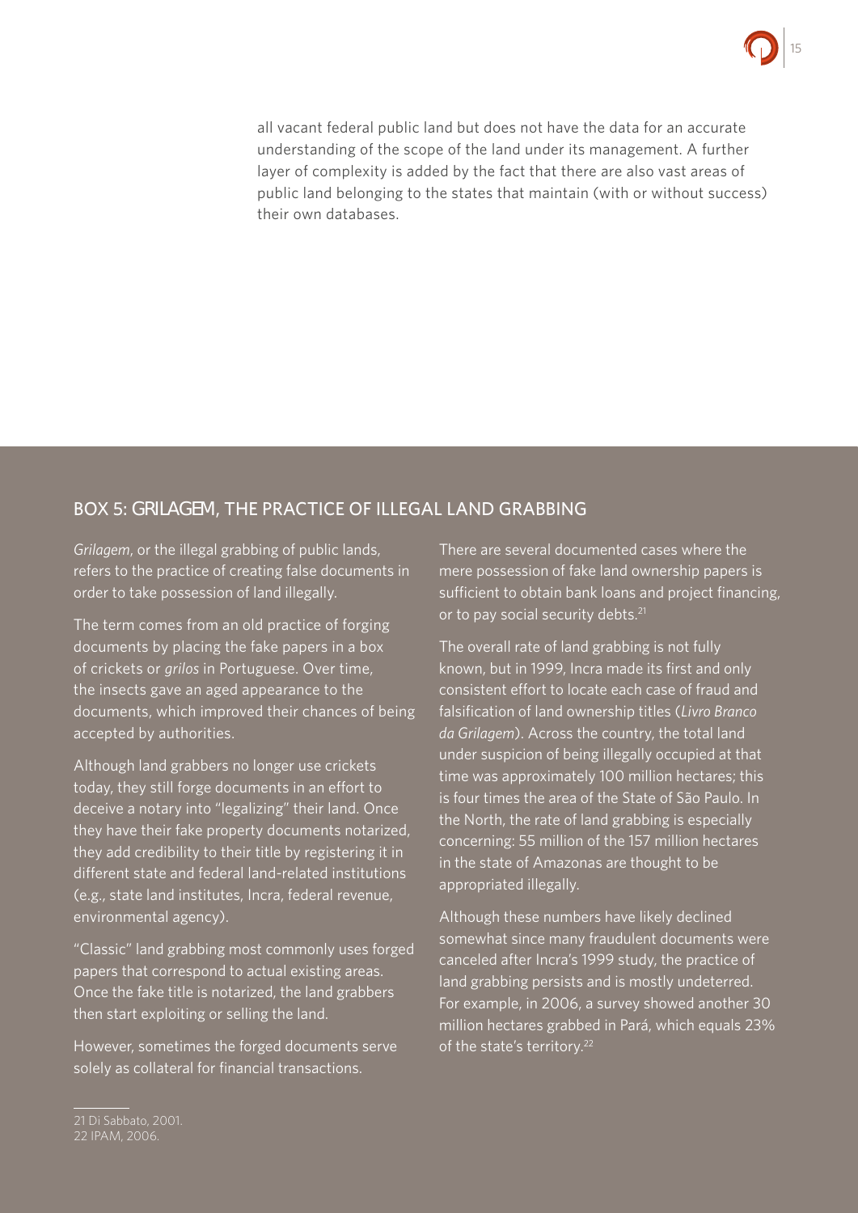all vacant federal public land but does not have the data for an accurate understanding of the scope of the land under its management. A further layer of complexity is added by the fact that there are also vast areas of public land belonging to the states that maintain (with or without success) their own databases.

## BOX 5: *GRILAGEM*, THE PRACTICE OF ILLEGAL LAND GRABBING

*Grilagem*, or the illegal grabbing of public lands, refers to the practice of creating false documents in order to take possession of land illegally.

The term comes from an old practice of forging documents by placing the fake papers in a box of crickets or *grilos* in Portuguese. Over time, the insects gave an aged appearance to the documents, which improved their chances of being accepted by authorities.

Although land grabbers no longer use crickets today, they still forge documents in an effort to deceive a notary into "legalizing" their land. Once they have their fake property documents notarized, they add credibility to their title by registering it in different state and federal land-related institutions (e.g., state land institutes, Incra, federal revenue, environmental agency).

"Classic" land grabbing most commonly uses forged papers that correspond to actual existing areas. Once the fake title is notarized, the land grabbers then start exploiting or selling the land.

However, sometimes the forged documents serve solely as collateral for financial transactions.

There are several documented cases where the mere possession of fake land ownership papers is sufficient to obtain bank loans and project financing, or to pay social security debts.[21]

The overall rate of land grabbing is not fully known, but in 1999, Incra made its first and only consistent effort to locate each case of fraud and falsification of land ownership titles (*Livro Branco da Grilagem*). Across the country, the total land under suspicion of being illegally occupied at that time was approximately 100 million hectares; this is four times the area of the State of São Paulo. In the North, the rate of land grabbing is especially concerning: 55 million of the 157 million hectares in the state of Amazonas are thought to be appropriated illegally.

Although these numbers have likely declined somewhat since many fraudulent documents were canceled after Incra's 1999 study, the practice of land grabbing persists and is mostly undeterred. For example, in 2006, a survey showed another 30 million hectares grabbed in Pará, which equals 23% of the state's territory.[22]

---

21 Di Sabbato, 2001.
22 IPAM, 2006.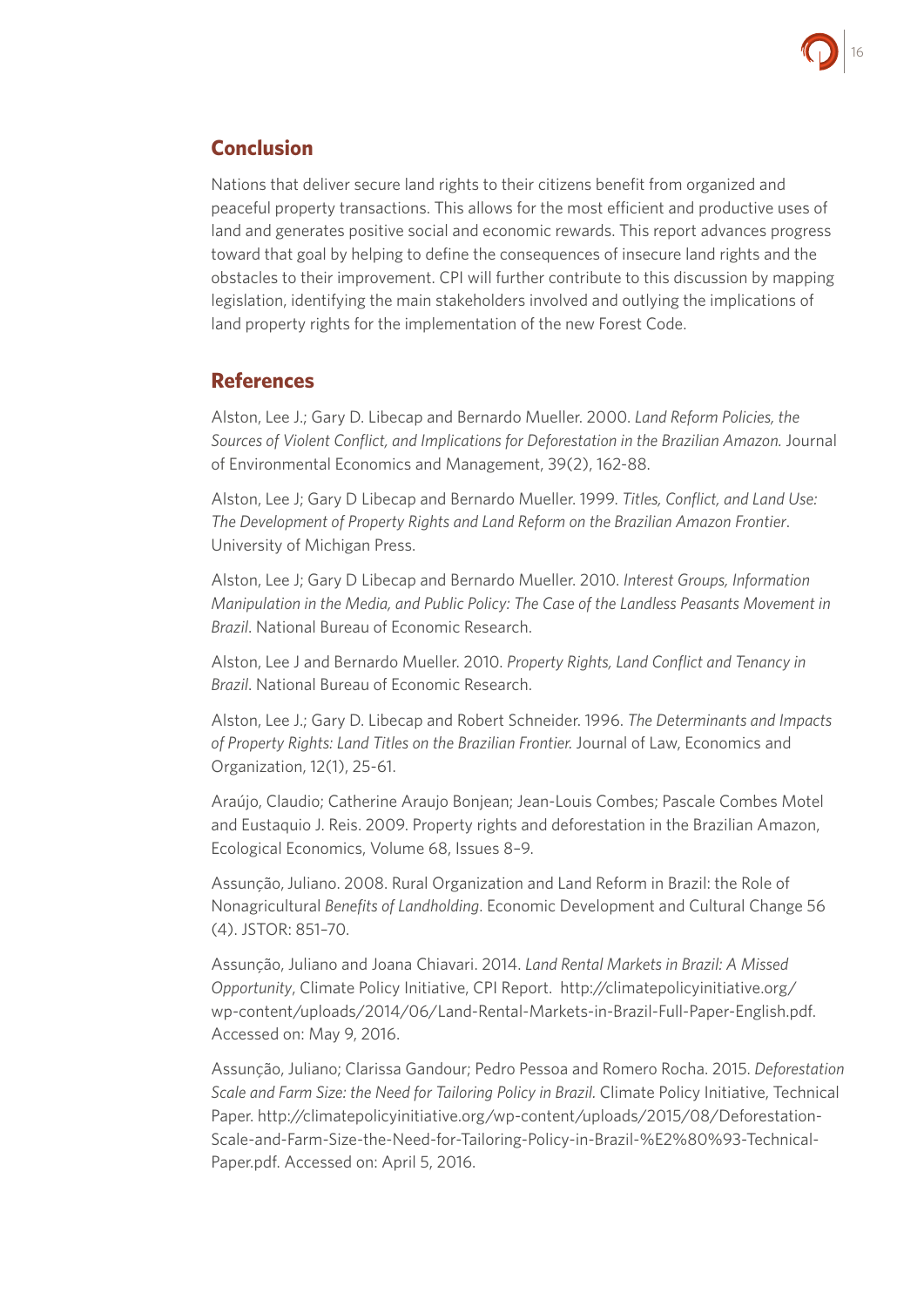## Conclusion

Nations that deliver secure land rights to their citizens benefit from organized and peaceful property transactions. This allows for the most efficient and productive uses of land and generates positive social and economic rewards. This report advances progress toward that goal by helping to define the consequences of insecure land rights and the obstacles to their improvement. CPI will further contribute to this discussion by mapping legislation, identifying the main stakeholders involved and outlying the implications of land property rights for the implementation of the new Forest Code.

## References

Alston, Lee J.; Gary D. Libecap and Bernardo Mueller. 2000. *Land Reform Policies, the Sources of Violent Conflict, and Implications for Deforestation in the Brazilian Amazon.* Journal of Environmental Economics and Management, 39(2), 162-88.

Alston, Lee J; Gary D Libecap and Bernardo Mueller. 1999. *Titles, Conflict, and Land Use: The Development of Property Rights and Land Reform on the Brazilian Amazon Frontier*. University of Michigan Press.

Alston, Lee J; Gary D Libecap and Bernardo Mueller. 2010. *Interest Groups, Information Manipulation in the Media, and Public Policy: The Case of the Landless Peasants Movement in Brazil*. National Bureau of Economic Research.

Alston, Lee J and Bernardo Mueller. 2010. *Property Rights, Land Conflict and Tenancy in Brazil*. National Bureau of Economic Research.

Alston, Lee J.; Gary D. Libecap and Robert Schneider. 1996. *The Determinants and Impacts of Property Rights: Land Titles on the Brazilian Frontier.* Journal of Law, Economics and Organization, 12(1), 25-61.

Araújo, Claudio; Catherine Araujo Bonjean; Jean-Louis Combes; Pascale Combes Motel and Eustaquio J. Reis. 2009. Property rights and deforestation in the Brazilian Amazon, Ecological Economics, Volume 68, Issues 8–9.

Assunção, Juliano. 2008. Rural Organization and Land Reform in Brazil: the Role of Nonagricultural *Benefits of Landholding*. Economic Development and Cultural Change 56 (4). JSTOR: 851–70.

Assunção, Juliano and Joana Chiavari. 2014. *Land Rental Markets in Brazil: A Missed Opportunity*, Climate Policy Initiative, CPI Report. http://climatepolicyinitiative.org/wp-content/uploads/2014/06/Land-Rental-Markets-in-Brazil-Full-Paper-English.pdf. Accessed on: May 9, 2016.

Assunção, Juliano; Clarissa Gandour; Pedro Pessoa and Romero Rocha. 2015. *Deforestation Scale and Farm Size: the Need for Tailoring Policy in Brazil.* Climate Policy Initiative, Technical Paper. http://climatepolicyinitiative.org/wp-content/uploads/2015/08/Deforestation-Scale-and-Farm-Size-the-Need-for-Tailoring-Policy-in-Brazil-%E2%80%93-Technical-Paper.pdf. Accessed on: April 5, 2016.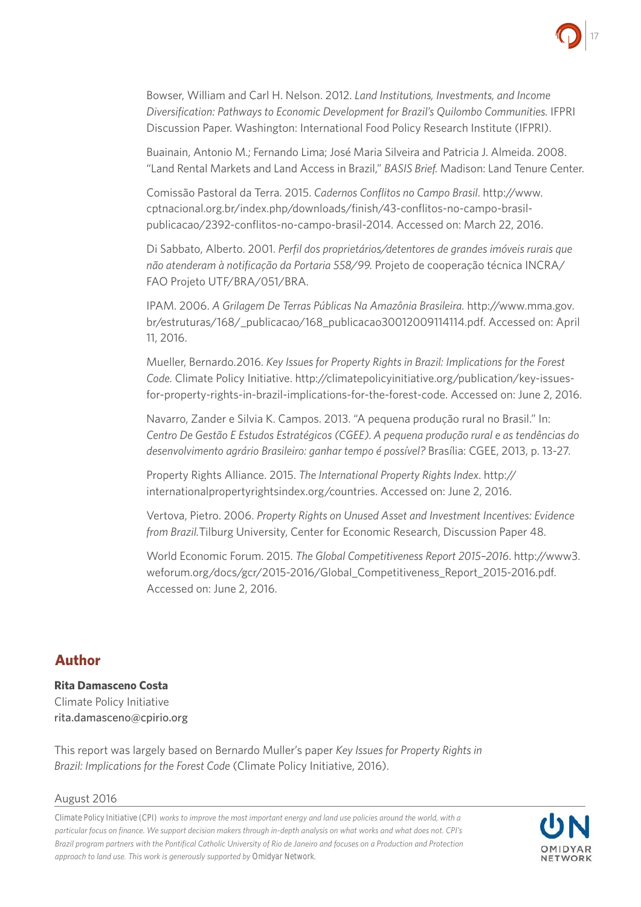Bowser, William and Carl H. Nelson. 2012. *Land Institutions, Investments, and Income Diversification: Pathways to Economic Development for Brazil's Quilombo Communities.* IFPRI Discussion Paper. Washington: International Food Policy Research Institute (IFPRI).

Buainain, Antonio M.; Fernando Lima; José Maria Silveira and Patricia J. Almeida. 2008. "Land Rental Markets and Land Access in Brazil," *BASIS Brief.* Madison: Land Tenure Center.

Comissão Pastoral da Terra. 2015. *Cadernos Conflitos no Campo Brasil*. http://www.cptnacional.org.br/index.php/downloads/finish/43-conflitos-no-campo-brasil-publicacao/2392-conflitos-no-campo-brasil-2014. Accessed on: March 22, 2016.

Di Sabbato, Alberto. 2001. *Perfil dos proprietários/detentores de grandes imóveis rurais que não atenderam à notificação da Portaria 558/99.* Projeto de cooperação técnica INCRA/FAO Projeto UTF/BRA/051/BRA.

IPAM. 2006. *A Grilagem De Terras Públicas Na Amazônia Brasileira.* http://www.mma.gov.br/estruturas/168/_publicacao/168_publicacao30012009114114.pdf. Accessed on: April 11, 2016.

Mueller, Bernardo.2016. *Key Issues for Property Rights in Brazil: Implications for the Forest Code.* Climate Policy Initiative. http://climatepolicyinitiative.org/publication/key-issues-for-property-rights-in-brazil-implications-for-the-forest-code. Accessed on: June 2, 2016.

Navarro, Zander e Silvia K. Campos. 2013. "A pequena produção rural no Brasil." In: *Centro De Gestão E Estudos Estratégicos (CGEE). A pequena produção rural e as tendências do desenvolvimento agrário Brasileiro: ganhar tempo é possível?* Brasília: CGEE, 2013, p. 13-27.

Property Rights Alliance. 2015. *The International Property Rights Index*. http://internationalpropertyrightsindex.org/countries. Accessed on: June 2, 2016.

Vertova, Pietro. 2006. *Property Rights on Unused Asset and Investment Incentives: Evidence from Brazil.*Tilburg University, Center for Economic Research, Discussion Paper 48.

World Economic Forum. 2015. *The Global Competitiveness Report 2015–2016*. http://www3.weforum.org/docs/gcr/2015-2016/Global_Competitiveness_Report_2015-2016.pdf. Accessed on: June 2, 2016.

## Author

**Rita Damasceno Costa**
Climate Policy Initiative
rita.damasceno@cpirio.org

This report was largely based on Bernardo Muller's paper *Key Issues for Property Rights in Brazil: Implications for the Forest Code* (Climate Policy Initiative, 2016).

August 2016

Climate Policy Initiative (CPI) *works to improve the most important energy and land use policies around the world, with a particular focus on finance. We support decision makers through in-depth analysis on what works and what does not. CPI's Brazil program partners with the Pontifical Catholic University of Rio de Janeiro and focuses on a Production and Protection approach to land use. This work is generously supported by* Omidyar Network.

OMIDYAR NETWORK